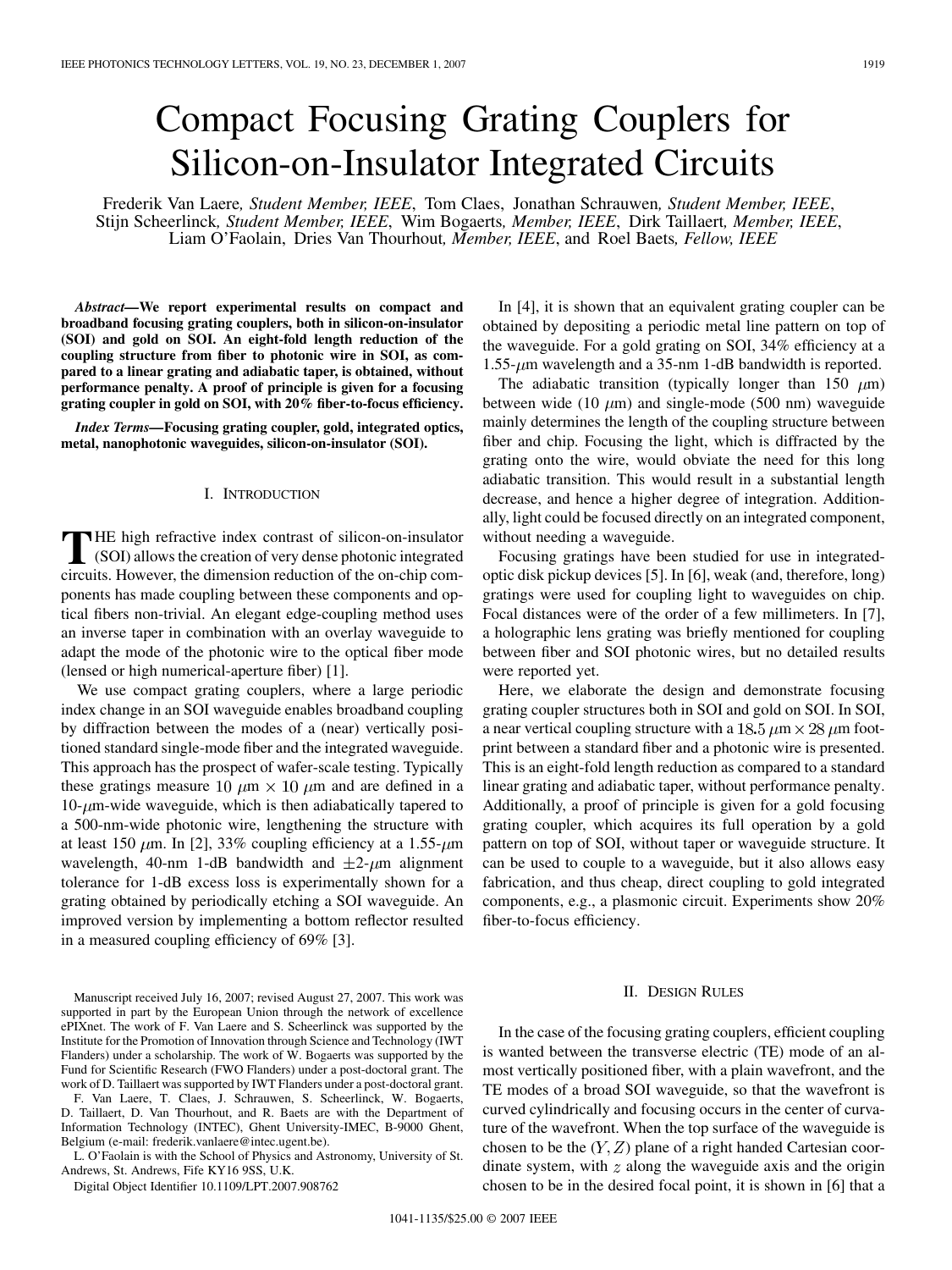# Compact Focusing Grating Couplers for Silicon-on-Insulator Integrated Circuits

Frederik Van Laere, *Student Member, IEEE*, Tom Claes, Jonathan Schrauwen, *Student Member, IEEE*, Stijn Scheerlinck, *Student Member, IEEE*, Wim Bogaerts, *Member, IEEE*, Dirk Taillaert, *Member, IEEE*, Liam O'Faolain, Dries Van Thourhout, *Member, IEEE*, and Roel Baets, *Fellow, IEEE*

***Abstract*—We report experimental results on compact and broadband focusing grating couplers, both in silicon-on-insulator (SOI) and gold on SOI. An eight-fold length reduction of the coupling structure from fiber to photonic wire in SOI, as compared to a linear grating and adiabatic taper, is obtained, without performance penalty. A proof of principle is given for a focusing grating coupler in gold on SOI, with 20% fiber-to-focus efficiency.**

***Index Terms*—Focusing grating coupler, gold, integrated optics, metal, nanophotonic waveguides, silicon-on-insulator (SOI).**

## I. Introduction

The high refractive index contrast of silicon-on-insulator (SOI) allows the creation of very dense photonic integrated circuits. However, the dimension reduction of the on-chip components has made coupling between these components and optical fibers non-trivial. An elegant edge-coupling method uses an inverse taper in combination with an overlay waveguide to adapt the mode of the photonic wire to the optical fiber mode (lensed or high numerical-aperture fiber) [1].

We use compact grating couplers, where a large periodic index change in an SOI waveguide enables broadband coupling by diffraction between the modes of a (near) vertically positioned standard single-mode fiber and the integrated waveguide. This approach has the prospect of wafer-scale testing. Typically these gratings measure 10 $\mu$m $\times$ 10 $\mu$m and are defined in a 10-$\mu$m-wide waveguide, which is then adiabatically tapered to a 500-nm-wide photonic wire, lengthening the structure with at least 150 $\mu$m. In [2], 33% coupling efficiency at a 1.55-$\mu$m wavelength, 40-nm 1-dB bandwidth and $\pm 2$-$\mu$m alignment tolerance for 1-dB excess loss is experimentally shown for a grating obtained by periodically etching a SOI waveguide. An improved version by implementing a bottom reflector resulted in a measured coupling efficiency of 69% [3].

In [4], it is shown that an equivalent grating coupler can be obtained by depositing a periodic metal line pattern on top of the waveguide. For a gold grating on SOI, 34% efficiency at a 1.55-$\mu$m wavelength and a 35-nm 1-dB bandwidth is reported.

The adiabatic transition (typically longer than 150 $\mu$m) between wide (10 $\mu$m) and single-mode (500 nm) waveguide mainly determines the length of the coupling structure between fiber and chip. Focusing the light, which is diffracted by the grating onto the wire, would obviate the need for this long adiabatic transition. This would result in a substantial length decrease, and hence a higher degree of integration. Additionally, light could be focused directly on an integrated component, without needing a waveguide.

Focusing gratings have been studied for use in integrated-optic disk pickup devices [5]. In [6], weak (and, therefore, long) gratings were used for coupling light to waveguides on chip. Focal distances were of the order of a few millimeters. In [7], a holographic lens grating was briefly mentioned for coupling between fiber and SOI photonic wires, but no detailed results were reported yet.

Here, we elaborate the design and demonstrate focusing grating coupler structures both in SOI and gold on SOI. In SOI, a near vertical coupling structure with a $18.5\,\mu\mathrm{m} \times 28\,\mu\mathrm{m}$ footprint between a standard fiber and a photonic wire is presented. This is an eight-fold length reduction as compared to a standard linear grating and adiabatic taper, without performance penalty. Additionally, a proof of principle is given for a gold focusing grating coupler, which acquires its full operation by a gold pattern on top of SOI, without taper or waveguide structure. It can be used to couple to a waveguide, but it also allows easy fabrication, and thus cheap, direct coupling to gold integrated components, e.g., a plasmonic circuit. Experiments show 20% fiber-to-focus efficiency.

## II. Design Rules

In the case of the focusing grating couplers, efficient coupling is wanted between the transverse electric (TE) mode of an almost vertically positioned fiber, with a plain wavefront, and the TE modes of a broad SOI waveguide, so that the wavefront is curved cylindrically and focusing occurs in the center of curvature of the wavefront. When the top surface of the waveguide is chosen to be the $(Y, Z)$ plane of a right handed Cartesian coordinate system, with $z$ along the waveguide axis and the origin chosen to be in the desired focal point, it is shown in [6] that a

Manuscript received July 16, 2007; revised August 27, 2007. This work was supported in part by the European Union through the network of excellence ePIXnet. The work of F. Van Laere and S. Scheerlinck was supported by the Institute for the Promotion of Innovation through Science and Technology (IWT Flanders) under a scholarship. The work of W. Bogaerts was supported by the Fund for Scientific Research (FWO Flanders) under a post-doctoral grant. The work of D. Taillaert was supported by IWT Flanders under a post-doctoral grant.

F. Van Laere, T. Claes, J. Schrauwen, S. Scheerlinck, W. Bogaerts, D. Taillaert, D. Van Thourhout, and R. Baets are with the Department of Information Technology (INTEC), Ghent University-IMEC, B-9000 Ghent, Belgium (e-mail: frederik.vanlaere@intec.ugent.be).

L. O'Faolain is with the School of Physics and Astronomy, University of St. Andrews, St. Andrews, Fife KY16 9SS, U.K.

Digital Object Identifier 10.1109/LPT.2007.908762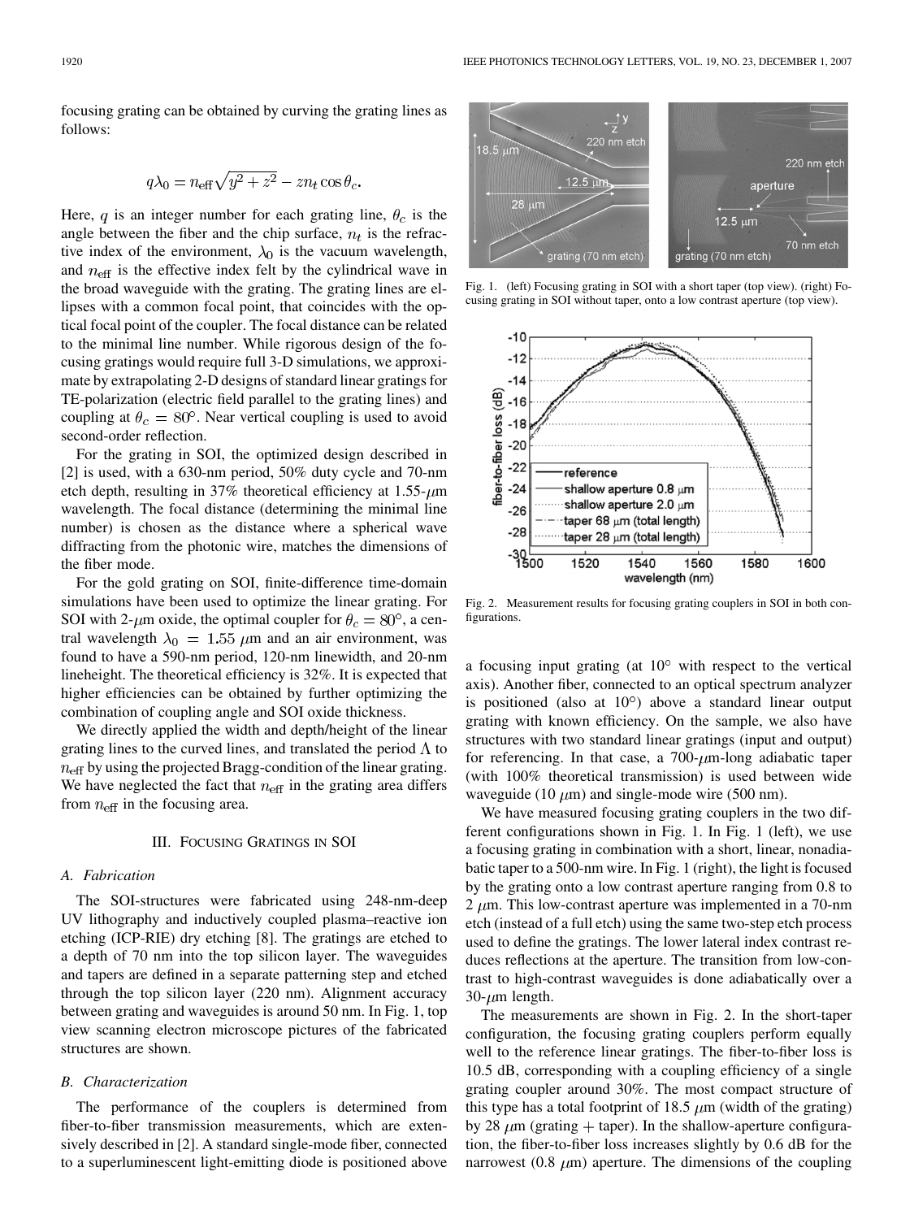focusing grating can be obtained by curving the grating lines as follows:

$$q\lambda_0 = n_{\text{eff}}\sqrt{y^2 + z^2} - zn_t\cos\theta_c.$$

Here, $q$ is an integer number for each grating line, $\theta_c$ is the angle between the fiber and the chip surface, $n_t$ is the refractive index of the environment, $\lambda_0$ is the vacuum wavelength, and $n_{\text{eff}}$ is the effective index felt by the cylindrical wave in the broad waveguide with the grating. The grating lines are ellipses with a common focal point, that coincides with the optical focal point of the coupler. The focal distance can be related to the minimal line number. While rigorous design of the focusing gratings would require full 3-D simulations, we approximate by extrapolating 2-D designs of standard linear gratings for TE-polarization (electric field parallel to the grating lines) and coupling at $\theta_c = 80°$. Near vertical coupling is used to avoid second-order reflection.

For the grating in SOI, the optimized design described in [2] is used, with a 630-nm period, 50% duty cycle and 70-nm etch depth, resulting in 37% theoretical efficiency at 1.55-$\mu$m wavelength. The focal distance (determining the minimal line number) is chosen as the distance where a spherical wave diffracting from the photonic wire, matches the dimensions of the fiber mode.

For the gold grating on SOI, finite-difference time-domain simulations have been used to optimize the linear grating. For SOI with 2-$\mu$m oxide, the optimal coupler for $\theta_c = 80°$, a central wavelength $\lambda_0 = 1.55$ $\mu$m and an air environment, was found to have a 590-nm period, 120-nm linewidth, and 20-nm lineheight. The theoretical efficiency is 32%. It is expected that higher efficiencies can be obtained by further optimizing the combination of coupling angle and SOI oxide thickness.

We directly applied the width and depth/height of the linear grating lines to the curved lines, and translated the period $\Lambda$ to $n_{\text{eff}}$ by using the projected Bragg-condition of the linear grating. We have neglected the fact that $n_{\text{eff}}$ in the grating area differs from $n_{\text{eff}}$ in the focusing area.

## III. Focusing Gratings in SOI

### A. Fabrication

The SOI-structures were fabricated using 248-nm-deep UV lithography and inductively coupled plasma–reactive ion etching (ICP-RIE) dry etching [8]. The gratings are etched to a depth of 70 nm into the top silicon layer. The waveguides and tapers are defined in a separate patterning step and etched through the top silicon layer (220 nm). Alignment accuracy between grating and waveguides is around 50 nm. In Fig. 1, top view scanning electron microscope pictures of the fabricated structures are shown.

### B. Characterization

The performance of the couplers is determined from fiber-to-fiber transmission measurements, which are extensively described in [2]. A standard single-mode fiber, connected to a superluminescent light-emitting diode is positioned above a focusing input grating (at 10° with respect to the vertical axis). Another fiber, connected to an optical spectrum analyzer is positioned (also at 10°) above a standard linear output grating with known efficiency. On the sample, we also have structures with two standard linear gratings (input and output) for referencing. In that case, a 700-$\mu$m-long adiabatic taper (with 100% theoretical transmission) is used between wide waveguide (10 $\mu$m) and single-mode wire (500 nm).

Fig. 1. (left) Focusing grating in SOI with a short taper (top view). (right) Focusing grating in SOI without taper, onto a low contrast aperture (top view).

Fig. 2. Measurement results for focusing grating couplers in SOI in both configurations.

We have measured focusing grating couplers in the two different configurations shown in Fig. 1. In Fig. 1 (left), we use a focusing grating in combination with a short, linear, nonadiabatic taper to a 500-nm wire. In Fig. 1 (right), the light is focused by the grating onto a low contrast aperture ranging from 0.8 to 2 $\mu$m. This low-contrast aperture was implemented in a 70-nm etch (instead of a full etch) using the same two-step etch process used to define the gratings. The lower lateral index contrast reduces reflections at the aperture. The transition from low-contrast to high-contrast waveguides is done adiabatically over a 30-$\mu$m length.

The measurements are shown in Fig. 2. In the short-taper configuration, the focusing grating couplers perform equally well to the reference linear gratings. The fiber-to-fiber loss is 10.5 dB, corresponding with a coupling efficiency of a single grating coupler around 30%. The most compact structure of this type has a total footprint of 18.5 $\mu$m (width of the grating) by 28 $\mu$m (grating + taper). In the shallow-aperture configuration, the fiber-to-fiber loss increases slightly by 0.6 dB for the narrowest (0.8 $\mu$m) aperture. The dimensions of the coupling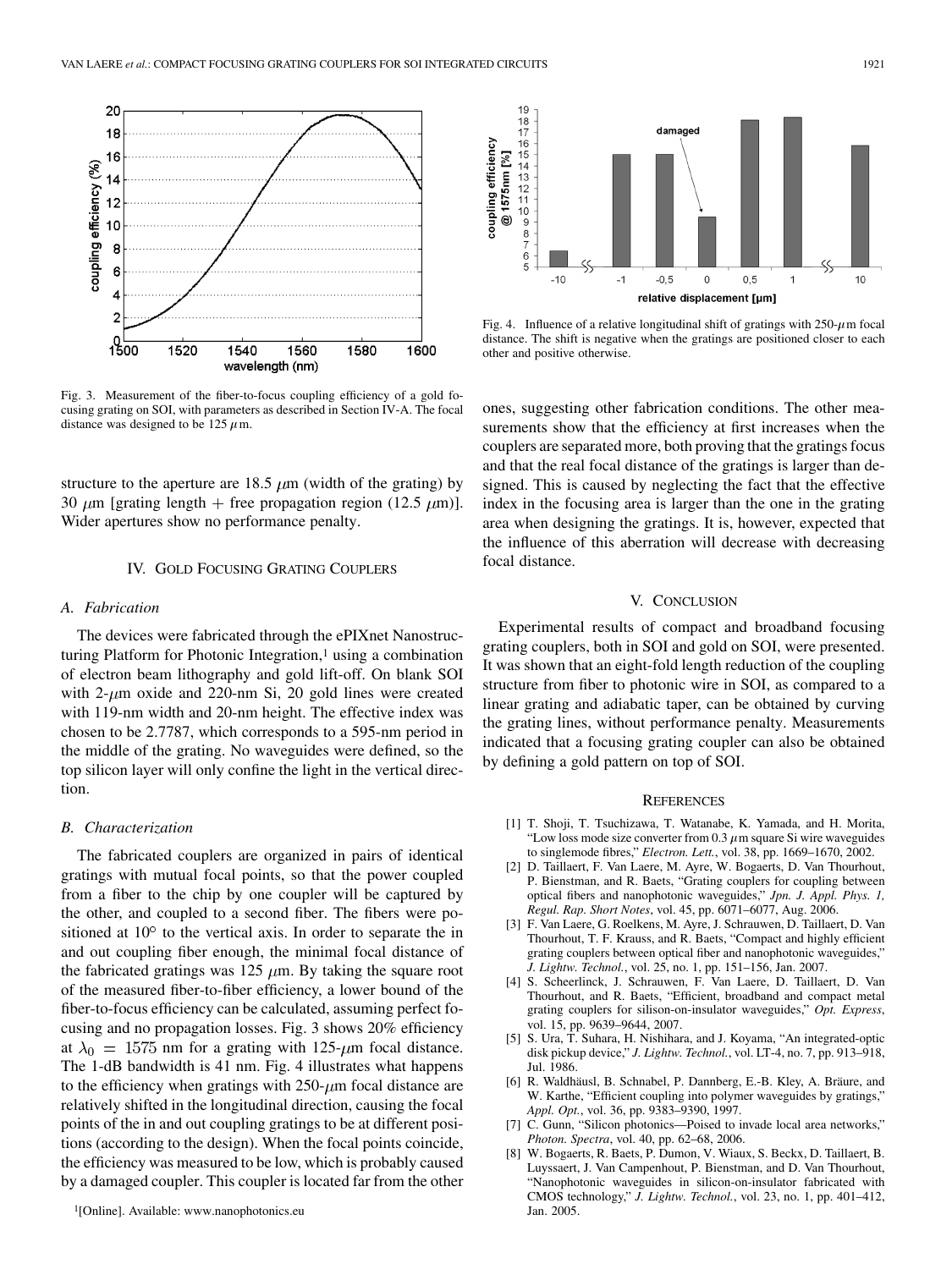20
18
16
14
12
10
8
6
4
2
0
coupling efficiency (%)
1500
1520
1540
1560
1580
1600
wavelength (nm)

Fig. 3. Measurement of the fiber-to-focus coupling efficiency of a gold focusing grating on SOI, with parameters as described in Section IV-A. The focal distance was designed to be 125 $\mu$m.

structure to the aperture are 18.5 $\mu$m (width of the grating) by 30 $\mu$m [grating length + free propagation region (12.5 $\mu$m)]. Wider apertures show no performance penalty.

## IV. Gold Focusing Grating Couplers

### A. Fabrication

The devices were fabricated through the ePIXnet Nanostructuring Platform for Photonic Integration,[1] using a combination of electron beam lithography and gold lift-off. On blank SOI with 2-$\mu$m oxide and 220-nm Si, 20 gold lines were created with 119-nm width and 20-nm height. The effective index was chosen to be 2.7787, which corresponds to a 595-nm period in the middle of the grating. No waveguides were defined, so the top silicon layer will only confine the light in the vertical direction.

### B. Characterization

The fabricated couplers are organized in pairs of identical gratings with mutual focal points, so that the power coupled from a fiber to the chip by one coupler will be captured by the other, and coupled to a second fiber. The fibers were positioned at 10° to the vertical axis. In order to separate the in and out coupling fiber enough, the minimal focal distance of the fabricated gratings was 125 $\mu$m. By taking the square root of the measured fiber-to-fiber efficiency, a lower bound of the fiber-to-focus efficiency can be calculated, assuming perfect focusing and no propagation losses. Fig. 3 shows 20% efficiency at $\lambda_0 = 1575$ nm for a grating with 125-$\mu$m focal distance. The 1-dB bandwidth is 41 nm. Fig. 4 illustrates what happens to the efficiency when gratings with 250-$\mu$m focal distance are relatively shifted in the longitudinal direction, causing the focal points of the in and out coupling gratings to be at different positions (according to the design). When the focal points coincide, the efficiency was measured to be low, which is probably caused by a damaged coupler. This coupler is located far from the other

[1][Online]. Available: www.nanophotonics.eu

19
18
17
16
15
14
13
12
11
10
9
8
7
6
5
coupling efficiency @ 1575nm [%]
damaged
-10
-1
-0,5
0
0,5
1
10
relative displacement [µm]

Fig. 4. Influence of a relative longitudinal shift of gratings with 250-$\mu$m focal distance. The shift is negative when the gratings are positioned closer to each other and positive otherwise.

ones, suggesting other fabrication conditions. The other measurements show that the efficiency at first increases when the couplers are separated more, both proving that the gratings focus and that the real focal distance of the gratings is larger than designed. This is caused by neglecting the fact that the effective index in the focusing area is larger than the one in the grating area when designing the gratings. It is, however, expected that the influence of this aberration will decrease with decreasing focal distance.

## V. Conclusion

Experimental results of compact and broadband focusing grating couplers, both in SOI and gold on SOI, were presented. It was shown that an eight-fold length reduction of the coupling structure from fiber to photonic wire in SOI, as compared to a linear grating and adiabatic taper, can be obtained by curving the grating lines, without performance penalty. Measurements indicated that a focusing grating coupler can also be obtained by defining a gold pattern on top of SOI.

## References

[1] T. Shoji, T. Tsuchizawa, T. Watanabe, K. Yamada, and H. Morita, "Low loss mode size converter from 0.3 $\mu$m square Si wire waveguides to singlemode fibres," *Electron. Lett.*, vol. 38, pp. 1669–1670, 2002.

[2] D. Taillaert, F. Van Laere, M. Ayre, W. Bogaerts, D. Van Thourhout, P. Bienstman, and R. Baets, "Grating couplers for coupling between optical fibers and nanophotonic waveguides," *Jpn. J. Appl. Phys. 1, Regul. Rap. Short Notes*, vol. 45, pp. 6071–6077, Aug. 2006.

[3] F. Van Laere, G. Roelkens, M. Ayre, J. Schrauwen, D. Taillaert, D. Van Thourhout, T. F. Krauss, and R. Baets, "Compact and highly efficient grating couplers between optical fiber and nanophotonic waveguides," *J. Lightw. Technol.*, vol. 25, no. 1, pp. 151–156, Jan. 2007.

[4] S. Scheerlinck, J. Schrauwen, F. Van Laere, D. Taillaert, D. Van Thourhout, and R. Baets, "Efficient, broadband and compact metal grating couplers for silison-on-insulator waveguides," *Opt. Express*, vol. 15, pp. 9639–9644, 2007.

[5] S. Ura, T. Suhara, H. Nishihara, and J. Koyama, "An integrated-optic disk pickup device," *J. Lightw. Technol.*, vol. LT-4, no. 7, pp. 913–918, Jul. 1986.

[6] R. Waldhäusl, B. Schnabel, P. Dannberg, E.-B. Kley, A. Bräure, and W. Karthe, "Efficient coupling into polymer waveguides by gratings," *Appl. Opt.*, vol. 36, pp. 9383–9390, 1997.

[7] C. Gunn, "Silicon photonics—Poised to invade local area networks," *Photon. Spectra*, vol. 40, pp. 62–68, 2006.

[8] W. Bogaerts, R. Baets, P. Dumon, V. Wiaux, S. Beckx, D. Taillaert, B. Luyssaert, J. Van Campenhout, P. Bienstman, and D. Van Thourhout, "Nanophotonic waveguides in silicon-on-insulator fabricated with CMOS technology," *J. Lightw. Technol.*, vol. 23, no. 1, pp. 401–412, Jan. 2005.